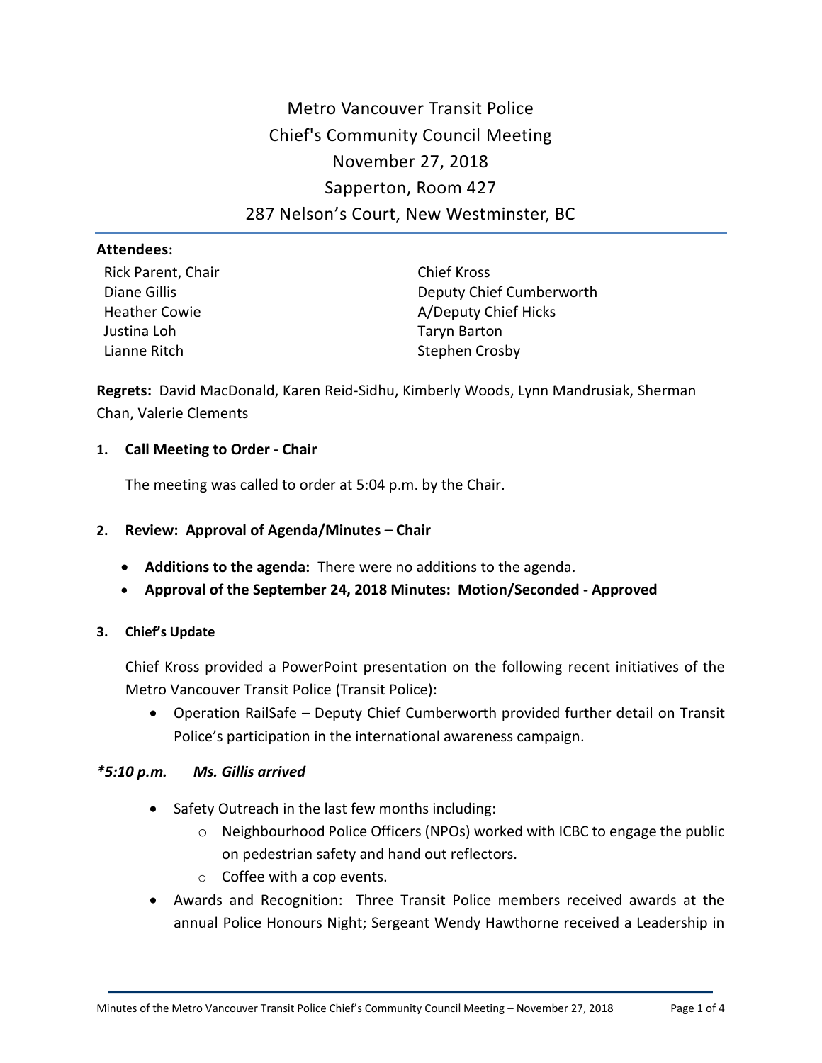# Metro Vancouver Transit Police
## Chief's Community Council Meeting
## November 27, 2018
## Sapperton, Room 427
## 287 Nelson's Court, New Westminster, BC

**Attendees:**

Rick Parent, Chair
Diane Gillis
Heather Cowie
Justina Loh
Lianne Ritch
Chief Kross
Deputy Chief Cumberworth
A/Deputy Chief Hicks
Taryn Barton
Stephen Crosby

**Regrets:** David MacDonald, Karen Reid-Sidhu, Kimberly Woods, Lynn Mandrusiak, Sherman Chan, Valerie Clements

### 1. Call Meeting to Order - Chair

The meeting was called to order at 5:04 p.m. by the Chair.

### 2. Review: Approval of Agenda/Minutes – Chair

- **Additions to the agenda:** There were no additions to the agenda.
- **Approval of the September 24, 2018 Minutes: Motion/Seconded - Approved**

### 3. Chief's Update

Chief Kross provided a PowerPoint presentation on the following recent initiatives of the Metro Vancouver Transit Police (Transit Police):

- Operation RailSafe – Deputy Chief Cumberworth provided further detail on Transit Police's participation in the international awareness campaign.

***5:10 p.m. Ms. Gillis arrived***

- Safety Outreach in the last few months including:
  - Neighbourhood Police Officers (NPOs) worked with ICBC to engage the public on pedestrian safety and hand out reflectors.
  - Coffee with a cop events.
- Awards and Recognition: Three Transit Police members received awards at the annual Police Honours Night; Sergeant Wendy Hawthorne received a Leadership in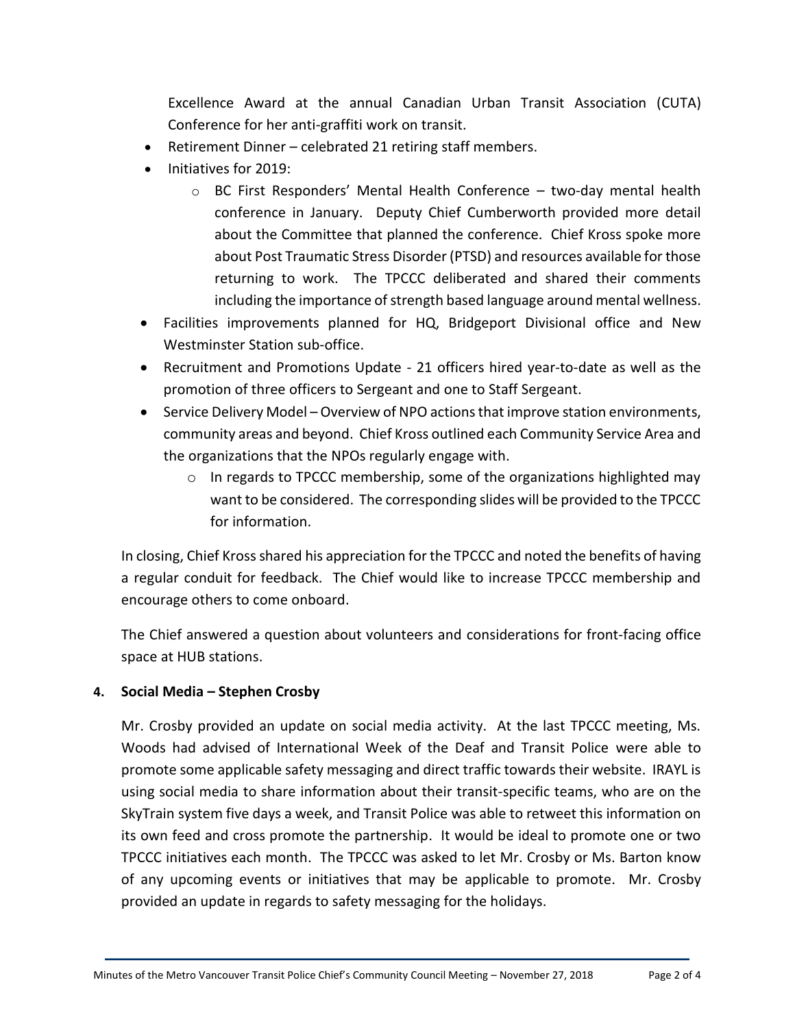Excellence Award at the annual Canadian Urban Transit Association (CUTA) Conference for her anti-graffiti work on transit.

- Retirement Dinner – celebrated 21 retiring staff members.
- Initiatives for 2019:
    - BC First Responders' Mental Health Conference – two-day mental health conference in January. Deputy Chief Cumberworth provided more detail about the Committee that planned the conference. Chief Kross spoke more about Post Traumatic Stress Disorder (PTSD) and resources available for those returning to work. The TPCCC deliberated and shared their comments including the importance of strength based language around mental wellness.
- Facilities improvements planned for HQ, Bridgeport Divisional office and New Westminster Station sub-office.
- Recruitment and Promotions Update - 21 officers hired year-to-date as well as the promotion of three officers to Sergeant and one to Staff Sergeant.
- Service Delivery Model – Overview of NPO actions that improve station environments, community areas and beyond. Chief Kross outlined each Community Service Area and the organizations that the NPOs regularly engage with.
    - In regards to TPCCC membership, some of the organizations highlighted may want to be considered. The corresponding slides will be provided to the TPCCC for information.

In closing, Chief Kross shared his appreciation for the TPCCC and noted the benefits of having a regular conduit for feedback. The Chief would like to increase TPCCC membership and encourage others to come onboard.

The Chief answered a question about volunteers and considerations for front-facing office space at HUB stations.

**4. Social Media – Stephen Crosby**

Mr. Crosby provided an update on social media activity. At the last TPCCC meeting, Ms. Woods had advised of International Week of the Deaf and Transit Police were able to promote some applicable safety messaging and direct traffic towards their website. IRAYL is using social media to share information about their transit-specific teams, who are on the SkyTrain system five days a week, and Transit Police was able to retweet this information on its own feed and cross promote the partnership. It would be ideal to promote one or two TPCCC initiatives each month. The TPCCC was asked to let Mr. Crosby or Ms. Barton know of any upcoming events or initiatives that may be applicable to promote. Mr. Crosby provided an update in regards to safety messaging for the holidays.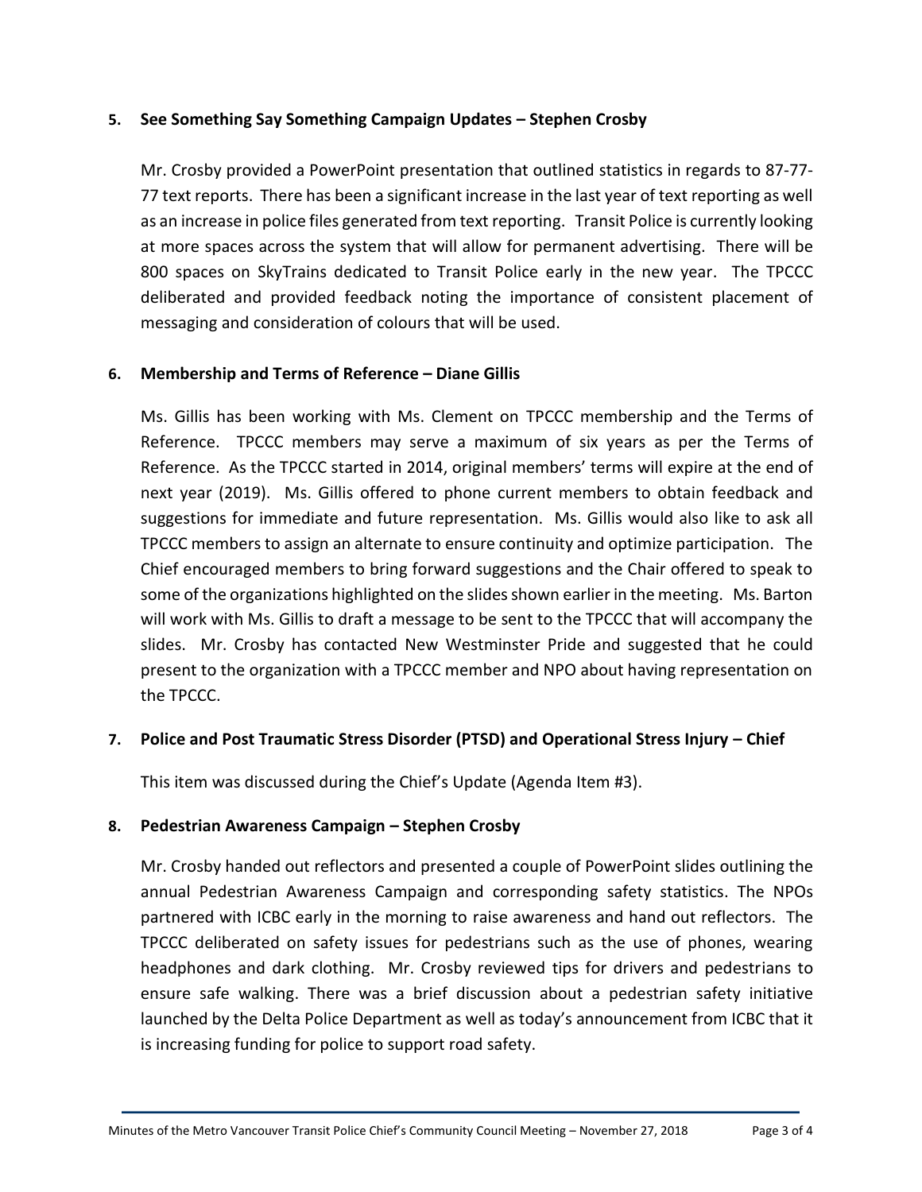### 5. See Something Say Something Campaign Updates – Stephen Crosby

Mr. Crosby provided a PowerPoint presentation that outlined statistics in regards to 87-77-77 text reports. There has been a significant increase in the last year of text reporting as well as an increase in police files generated from text reporting. Transit Police is currently looking at more spaces across the system that will allow for permanent advertising. There will be 800 spaces on SkyTrains dedicated to Transit Police early in the new year. The TPCCC deliberated and provided feedback noting the importance of consistent placement of messaging and consideration of colours that will be used.

### 6. Membership and Terms of Reference – Diane Gillis

Ms. Gillis has been working with Ms. Clement on TPCCC membership and the Terms of Reference. TPCCC members may serve a maximum of six years as per the Terms of Reference. As the TPCCC started in 2014, original members' terms will expire at the end of next year (2019). Ms. Gillis offered to phone current members to obtain feedback and suggestions for immediate and future representation. Ms. Gillis would also like to ask all TPCCC members to assign an alternate to ensure continuity and optimize participation. The Chief encouraged members to bring forward suggestions and the Chair offered to speak to some of the organizations highlighted on the slides shown earlier in the meeting. Ms. Barton will work with Ms. Gillis to draft a message to be sent to the TPCCC that will accompany the slides. Mr. Crosby has contacted New Westminster Pride and suggested that he could present to the organization with a TPCCC member and NPO about having representation on the TPCCC.

### 7. Police and Post Traumatic Stress Disorder (PTSD) and Operational Stress Injury – Chief

This item was discussed during the Chief's Update (Agenda Item #3).

### 8. Pedestrian Awareness Campaign – Stephen Crosby

Mr. Crosby handed out reflectors and presented a couple of PowerPoint slides outlining the annual Pedestrian Awareness Campaign and corresponding safety statistics. The NPOs partnered with ICBC early in the morning to raise awareness and hand out reflectors. The TPCCC deliberated on safety issues for pedestrians such as the use of phones, wearing headphones and dark clothing. Mr. Crosby reviewed tips for drivers and pedestrians to ensure safe walking. There was a brief discussion about a pedestrian safety initiative launched by the Delta Police Department as well as today's announcement from ICBC that it is increasing funding for police to support road safety.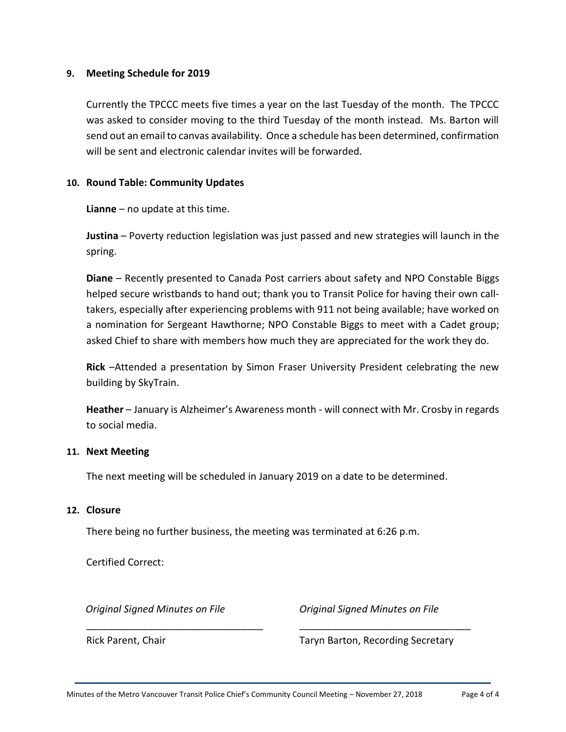## 9. Meeting Schedule for 2019

Currently the TPCCC meets five times a year on the last Tuesday of the month. The TPCCC was asked to consider moving to the third Tuesday of the month instead. Ms. Barton will send out an email to canvas availability. Once a schedule has been determined, confirmation will be sent and electronic calendar invites will be forwarded.

## 10. Round Table: Community Updates

**Lianne** – no update at this time.

**Justina** – Poverty reduction legislation was just passed and new strategies will launch in the spring.

**Diane** – Recently presented to Canada Post carriers about safety and NPO Constable Biggs helped secure wristbands to hand out; thank you to Transit Police for having their own call-takers, especially after experiencing problems with 911 not being available; have worked on a nomination for Sergeant Hawthorne; NPO Constable Biggs to meet with a Cadet group; asked Chief to share with members how much they are appreciated for the work they do.

**Rick** –Attended a presentation by Simon Fraser University President celebrating the new building by SkyTrain.

**Heather** – January is Alzheimer's Awareness month - will connect with Mr. Crosby in regards to social media.

## 11. Next Meeting

The next meeting will be scheduled in January 2019 on a date to be determined.

## 12. Closure

There being no further business, the meeting was terminated at 6:26 p.m.

Certified Correct:

| | |
|---|---|
| *Original Signed Minutes on File* | *Original Signed Minutes on File* |
| Rick Parent, Chair | Taryn Barton, Recording Secretary |